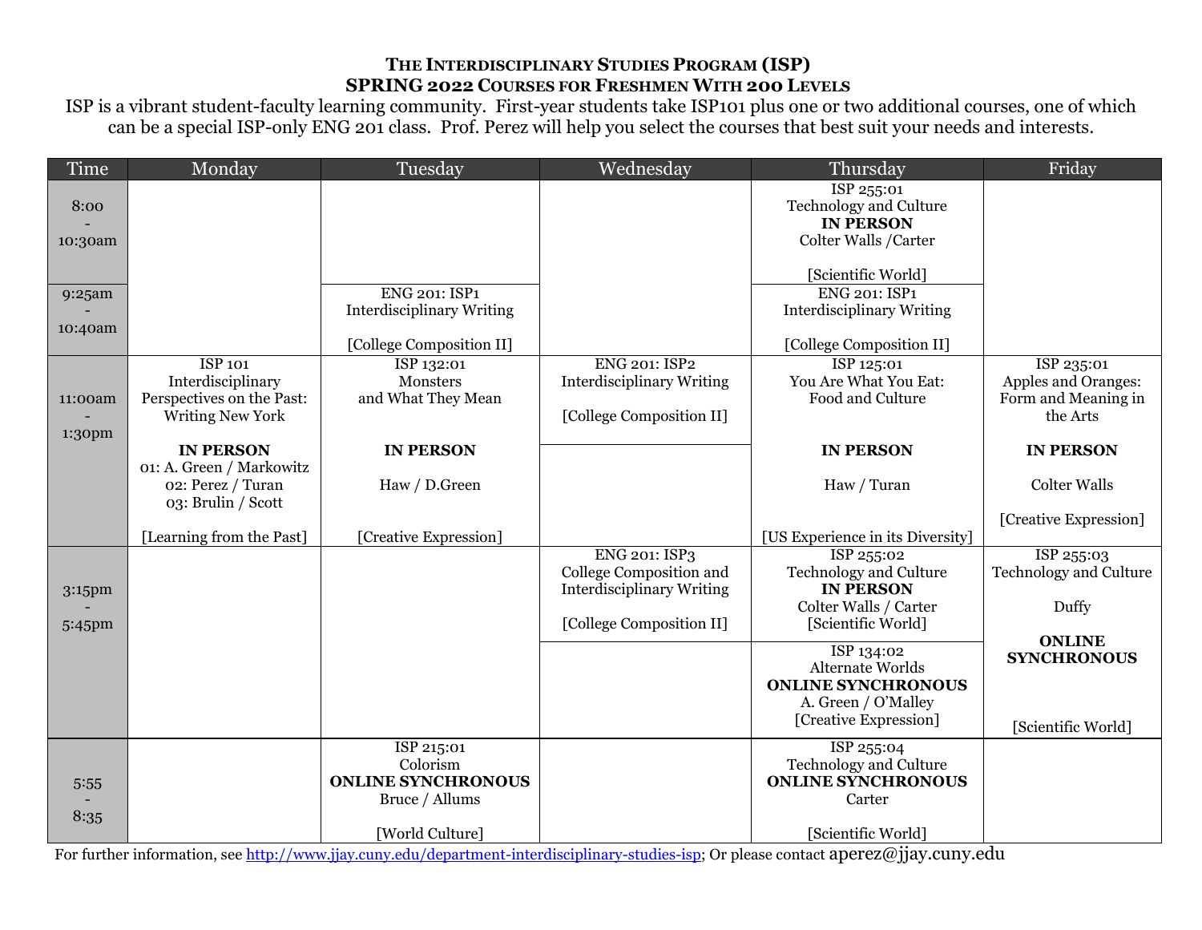# The Interdisciplinary Studies Program (ISP)

## SPRING 2022 Courses for Freshmen With 200 Levels

ISP is a vibrant student-faculty learning community. First-year students take ISP101 plus one or two additional courses, one of which can be a special ISP-only ENG 201 class. Prof. Perez will help you select the courses that best suit your needs and interests.

| Time | Monday | Tuesday | Wednesday | Thursday | Friday |
|---|---|---|---|---|---|
| 8:00 - 10:30am | | | | ISP 255:01 Technology and Culture **IN PERSON** Colter Walls /Carter [Scientific World] | |
| 9:25am - 10:40am | | ENG 201: ISP1 Interdisciplinary Writing [College Composition II] | | ENG 201: ISP1 Interdisciplinary Writing [College Composition II] | |
| 11:00am - 1:30pm | ISP 101 Interdisciplinary Perspectives on the Past: Writing New York **IN PERSON** 01: A. Green / Markowitz 02: Perez / Turan 03: Brulin / Scott [Learning from the Past] | ISP 132:01 Monsters and What They Mean **IN PERSON** Haw / D.Green [Creative Expression] | ENG 201: ISP2 Interdisciplinary Writing [College Composition II] | ISP 125:01 You Are What You Eat: Food and Culture **IN PERSON** Haw / Turan [US Experience in its Diversity] | ISP 235:01 Apples and Oranges: Form and Meaning in the Arts **IN PERSON** Colter Walls [Creative Expression] |
| 3:15pm - 5:45pm | | | ENG 201: ISP3 College Composition and Interdisciplinary Writing [College Composition II] | ISP 255:02 Technology and Culture **IN PERSON** Colter Walls / Carter [Scientific World] | ISP 255:03 Technology and Culture Duffy **ONLINE SYNCHRONOUS** [Scientific World] |
| | | | | ISP 134:02 Alternate Worlds **ONLINE SYNCHRONOUS** A. Green / O'Malley [Creative Expression] | |
| 5:55 - 8:35 | | ISP 215:01 Colorism **ONLINE SYNCHRONOUS** Bruce / Allums [World Culture] | | ISP 255:04 Technology and Culture **ONLINE SYNCHRONOUS** Carter [Scientific World] | |

For further information, see http://www.jjay.cuny.edu/department-interdisciplinary-studies-isp; Or please contact aperez@jjay.cuny.edu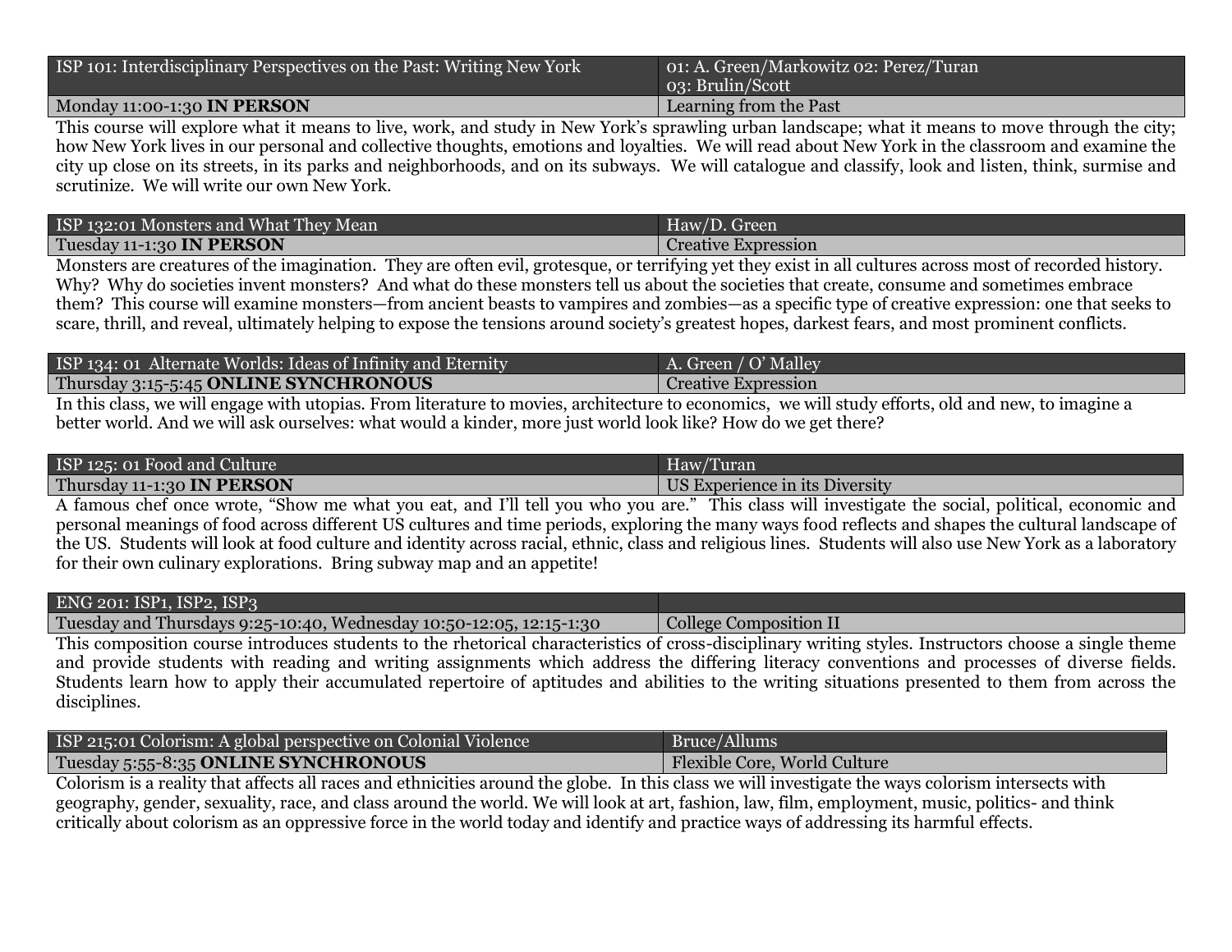| ISP 101: Interdisciplinary Perspectives on the Past: Writing New York | 01: A. Green/Markowitz 02: Perez/Turan 03: Brulin/Scott |
|---|---|
| Monday 11:00-1:30 **IN PERSON** | Learning from the Past |

This course will explore what it means to live, work, and study in New York's sprawling urban landscape; what it means to move through the city; how New York lives in our personal and collective thoughts, emotions and loyalties. We will read about New York in the classroom and examine the city up close on its streets, in its parks and neighborhoods, and on its subways. We will catalogue and classify, look and listen, think, surmise and scrutinize. We will write our own New York.

| ISP 132:01 Monsters and What They Mean | Haw/D. Green |
|---|---|
| Tuesday 11-1:30 **IN PERSON** | Creative Expression |

Monsters are creatures of the imagination. They are often evil, grotesque, or terrifying yet they exist in all cultures across most of recorded history. Why? Why do societies invent monsters? And what do these monsters tell us about the societies that create, consume and sometimes embrace them? This course will examine monsters—from ancient beasts to vampires and zombies—as a specific type of creative expression: one that seeks to scare, thrill, and reveal, ultimately helping to expose the tensions around society's greatest hopes, darkest fears, and most prominent conflicts.

| ISP 134: 01 Alternate Worlds: Ideas of Infinity and Eternity | A. Green / O' Malley |
|---|---|
| Thursday 3:15-5:45 **ONLINE SYNCHRONOUS** | Creative Expression |

In this class, we will engage with utopias. From literature to movies, architecture to economics, we will study efforts, old and new, to imagine a better world. And we will ask ourselves: what would a kinder, more just world look like? How do we get there?

| ISP 125: 01 Food and Culture | Haw/Turan |
|---|---|
| Thursday 11-1:30 **IN PERSON** | US Experience in its Diversity |

A famous chef once wrote, "Show me what you eat, and I'll tell you who you are." This class will investigate the social, political, economic and personal meanings of food across different US cultures and time periods, exploring the many ways food reflects and shapes the cultural landscape of the US. Students will look at food culture and identity across racial, ethnic, class and religious lines. Students will also use New York as a laboratory for their own culinary explorations. Bring subway map and an appetite!

| ENG 201: ISP1, ISP2, ISP3 | |
|---|---|
| Tuesday and Thursdays 9:25-10:40, Wednesday 10:50-12:05, 12:15-1:30 | College Composition II |

This composition course introduces students to the rhetorical characteristics of cross-disciplinary writing styles. Instructors choose a single theme and provide students with reading and writing assignments which address the differing literacy conventions and processes of diverse fields. Students learn how to apply their accumulated repertoire of aptitudes and abilities to the writing situations presented to them from across the disciplines.

| ISP 215:01 Colorism: A global perspective on Colonial Violence | Bruce/Allums |
|---|---|
| Tuesday 5:55-8:35 **ONLINE SYNCHRONOUS** | Flexible Core, World Culture |

Colorism is a reality that affects all races and ethnicities around the globe. In this class we will investigate the ways colorism intersects with geography, gender, sexuality, race, and class around the world. We will look at art, fashion, law, film, employment, music, politics- and think critically about colorism as an oppressive force in the world today and identify and practice ways of addressing its harmful effects.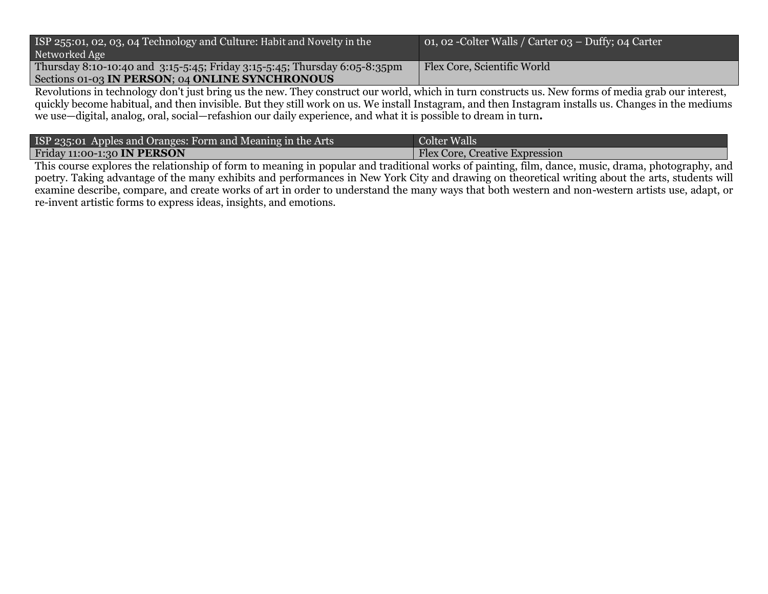| ISP 255:01, 02, 03, 04 Technology and Culture: Habit and Novelty in the Networked Age | 01, 02 -Colter Walls / Carter 03 – Duffy; 04 Carter |
| --- | --- |
| Thursday 8:10-10:40 and 3:15-5:45; Friday 3:15-5:45; Thursday 6:05-8:35pm<br>Sections 01-03 **IN PERSON**; 04 **ONLINE SYNCHRONOUS** | Flex Core, Scientific World |

Revolutions in technology don't just bring us the new. They construct our world, which in turn constructs us. New forms of media grab our interest, quickly become habitual, and then invisible. But they still work on us. We install Instagram, and then Instagram installs us. Changes in the mediums we use—digital, analog, oral, social—refashion our daily experience, and what it is possible to dream in turn**.**

| ISP 235:01 Apples and Oranges: Form and Meaning in the Arts | Colter Walls |
| --- | --- |
| Friday 11:00-1:30 **IN PERSON** | Flex Core, Creative Expression |

This course explores the relationship of form to meaning in popular and traditional works of painting, film, dance, music, drama, photography, and poetry. Taking advantage of the many exhibits and performances in New York City and drawing on theoretical writing about the arts, students will examine describe, compare, and create works of art in order to understand the many ways that both western and non-western artists use, adapt, or re-invent artistic forms to express ideas, insights, and emotions.